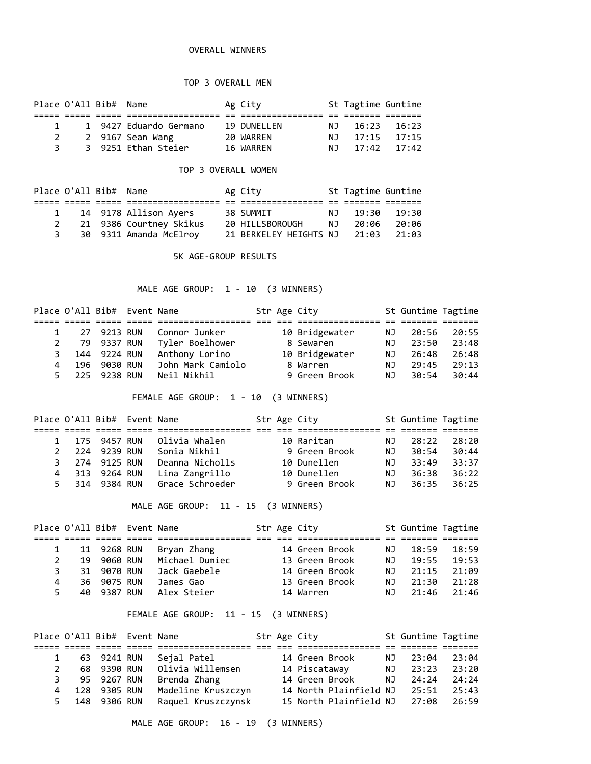# OVERALL WINNERS

## TOP 3 OVERALL MEN

| Place | O'All | Bib# | Name | Ag | City | St | Tagtime | Guntime |
|---|---|---|---|---|---|---|---|---|
| 1 | 1 | 9427 | Eduardo Germano | 19 | DUNELLEN | NJ | 16:23 | 16:23 |
| 2 | 2 | 9167 | Sean Wang | 20 | WARREN | NJ | 17:15 | 17:15 |
| 3 | 3 | 9251 | Ethan Steier | 16 | WARREN | NJ | 17:42 | 17:42 |

## TOP 3 OVERALL WOMEN

| Place | O'All | Bib# | Name | Ag | City | St | Tagtime | Guntime |
|---|---|---|---|---|---|---|---|---|
| 1 | 14 | 9178 | Allison Ayers | 38 | SUMMIT | NJ | 19:30 | 19:30 |
| 2 | 21 | 9386 | Courtney Skikus | 20 | HILLSBOROUGH | NJ | 20:06 | 20:06 |
| 3 | 30 | 9311 | Amanda McElroy | 21 | BERKELEY HEIGHTS | NJ | 21:03 | 21:03 |

# 5K AGE-GROUP RESULTS

## MALE AGE GROUP: 1 - 10 (3 WINNERS)

| Place | O'All | Bib# | Event | Name | Str | Age | City | St | Guntime | Tagtime |
|---|---|---|---|---|---|---|---|---|---|---|
| 1 | 27 | 9213 | RUN | Connor Junker | | 10 | Bridgewater | NJ | 20:56 | 20:55 |
| 2 | 79 | 9337 | RUN | Tyler Boelhower | | 8 | Sewaren | NJ | 23:50 | 23:48 |
| 3 | 144 | 9224 | RUN | Anthony Lorino | | 10 | Bridgewater | NJ | 26:48 | 26:48 |
| 4 | 196 | 9030 | RUN | John Mark Camiolo | | 8 | Warren | NJ | 29:45 | 29:13 |
| 5 | 225 | 9238 | RUN | Neil Nikhil | | 9 | Green Brook | NJ | 30:54 | 30:44 |

## FEMALE AGE GROUP: 1 - 10 (3 WINNERS)

| Place | O'All | Bib# | Event | Name | Str | Age | City | St | Guntime | Tagtime |
|---|---|---|---|---|---|---|---|---|---|---|
| 1 | 175 | 9457 | RUN | Olivia Whalen | | 10 | Raritan | NJ | 28:22 | 28:20 |
| 2 | 224 | 9239 | RUN | Sonia Nikhil | | 9 | Green Brook | NJ | 30:54 | 30:44 |
| 3 | 274 | 9125 | RUN | Deanna Nicholls | | 10 | Dunellen | NJ | 33:49 | 33:37 |
| 4 | 313 | 9264 | RUN | Lina Zangrillo | | 10 | Dunellen | NJ | 36:38 | 36:22 |
| 5 | 314 | 9384 | RUN | Grace Schroeder | | 9 | Green Brook | NJ | 36:35 | 36:25 |

## MALE AGE GROUP: 11 - 15 (3 WINNERS)

| Place | O'All | Bib# | Event | Name | Str | Age | City | St | Guntime | Tagtime |
|---|---|---|---|---|---|---|---|---|---|---|
| 1 | 11 | 9268 | RUN | Bryan Zhang | | 14 | Green Brook | NJ | 18:59 | 18:59 |
| 2 | 19 | 9060 | RUN | Michael Dumiec | | 13 | Green Brook | NJ | 19:55 | 19:53 |
| 3 | 31 | 9070 | RUN | Jack Gaebele | | 14 | Green Brook | NJ | 21:15 | 21:09 |
| 4 | 36 | 9075 | RUN | James Gao | | 13 | Green Brook | NJ | 21:30 | 21:28 |
| 5 | 40 | 9387 | RUN | Alex Steier | | 14 | Warren | NJ | 21:46 | 21:46 |

## FEMALE AGE GROUP: 11 - 15 (3 WINNERS)

| Place | O'All | Bib# | Event | Name | Str | Age | City | St | Guntime | Tagtime |
|---|---|---|---|---|---|---|---|---|---|---|
| 1 | 63 | 9241 | RUN | Sejal Patel | | 14 | Green Brook | NJ | 23:04 | 23:04 |
| 2 | 68 | 9390 | RUN | Olivia Willemsen | | 14 | Piscataway | NJ | 23:23 | 23:20 |
| 3 | 95 | 9267 | RUN | Brenda Zhang | | 14 | Green Brook | NJ | 24:24 | 24:24 |
| 4 | 128 | 9305 | RUN | Madeline Kruszczyn | | 14 | North Plainfield | NJ | 25:51 | 25:43 |
| 5 | 148 | 9306 | RUN | Raquel Kruszczynsk | | 15 | North Plainfield | NJ | 27:08 | 26:59 |

## MALE AGE GROUP: 16 - 19 (3 WINNERS)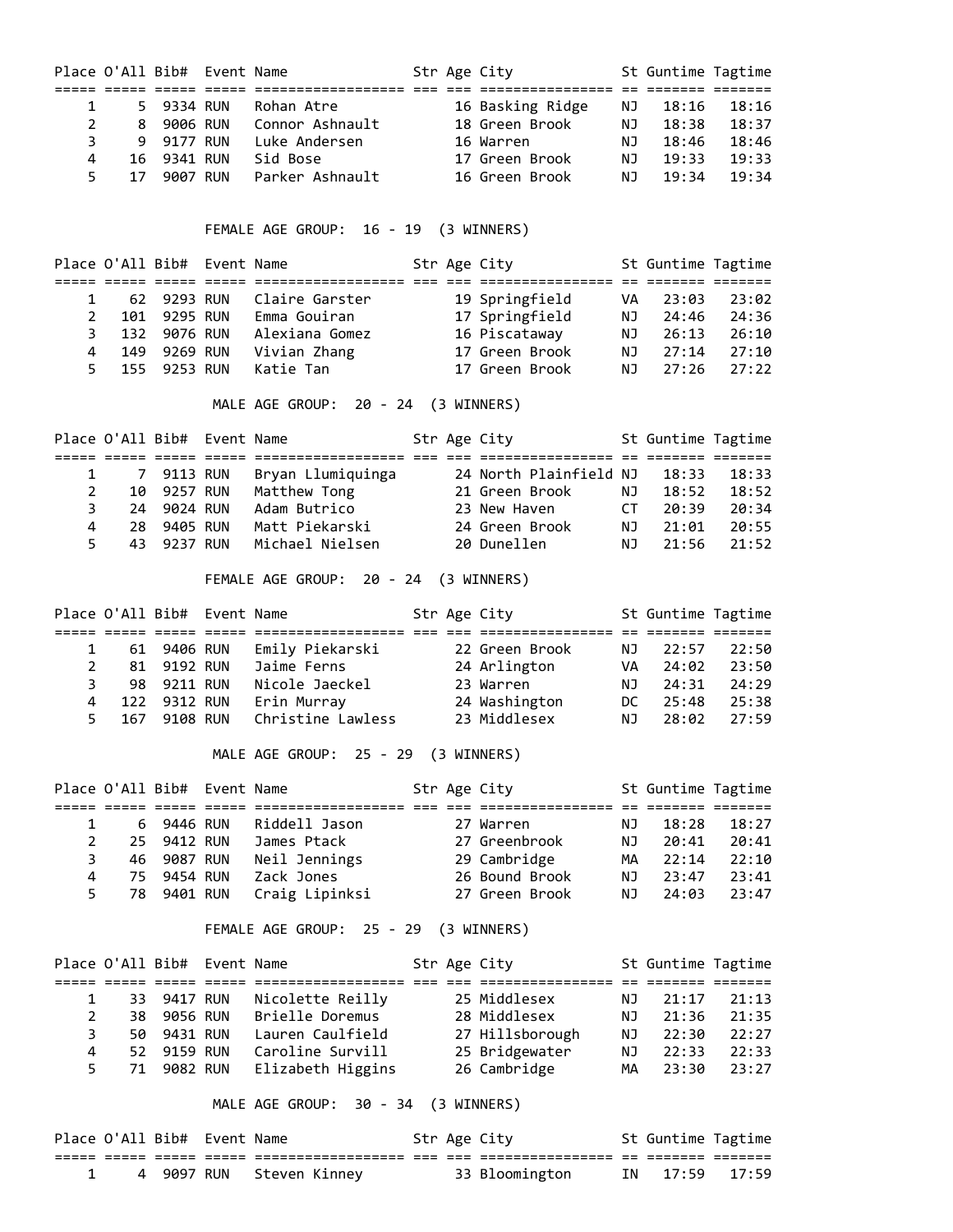| Place | O'All | Bib# | Event | Name | Str | Age | City | St | Guntime | Tagtime |
|---|---|---|---|---|---|---|---|---|---|---|
| 1 | 5 | 9334 | RUN | Rohan Atre | | 16 | Basking Ridge | NJ | 18:16 | 18:16 |
| 2 | 8 | 9006 | RUN | Connor Ashnault | | 18 | Green Brook | NJ | 18:38 | 18:37 |
| 3 | 9 | 9177 | RUN | Luke Andersen | | 16 | Warren | NJ | 18:46 | 18:46 |
| 4 | 16 | 9341 | RUN | Sid Bose | | 17 | Green Brook | NJ | 19:33 | 19:33 |
| 5 | 17 | 9007 | RUN | Parker Ashnault | | 16 | Green Brook | NJ | 19:34 | 19:34 |

FEMALE AGE GROUP: 16 - 19 (3 WINNERS)

| Place | O'All | Bib# | Event | Name | Str | Age | City | St | Guntime | Tagtime |
|---|---|---|---|---|---|---|---|---|---|---|
| 1 | 62 | 9293 | RUN | Claire Garster | | 19 | Springfield | VA | 23:03 | 23:02 |
| 2 | 101 | 9295 | RUN | Emma Gouiran | | 17 | Springfield | NJ | 24:46 | 24:36 |
| 3 | 132 | 9076 | RUN | Alexiana Gomez | | 16 | Piscataway | NJ | 26:13 | 26:10 |
| 4 | 149 | 9269 | RUN | Vivian Zhang | | 17 | Green Brook | NJ | 27:14 | 27:10 |
| 5 | 155 | 9253 | RUN | Katie Tan | | 17 | Green Brook | NJ | 27:26 | 27:22 |

MALE AGE GROUP: 20 - 24 (3 WINNERS)

| Place | O'All | Bib# | Event | Name | Str | Age | City | St | Guntime | Tagtime |
|---|---|---|---|---|---|---|---|---|---|---|
| 1 | 7 | 9113 | RUN | Bryan Llumiquinga | | 24 | North Plainfield | NJ | 18:33 | 18:33 |
| 2 | 10 | 9257 | RUN | Matthew Tong | | 21 | Green Brook | NJ | 18:52 | 18:52 |
| 3 | 24 | 9024 | RUN | Adam Butrico | | 23 | New Haven | CT | 20:39 | 20:34 |
| 4 | 28 | 9405 | RUN | Matt Piekarski | | 24 | Green Brook | NJ | 21:01 | 20:55 |
| 5 | 43 | 9237 | RUN | Michael Nielsen | | 20 | Dunellen | NJ | 21:56 | 21:52 |

FEMALE AGE GROUP: 20 - 24 (3 WINNERS)

| Place | O'All | Bib# | Event | Name | Str | Age | City | St | Guntime | Tagtime |
|---|---|---|---|---|---|---|---|---|---|---|
| 1 | 61 | 9406 | RUN | Emily Piekarski | | 22 | Green Brook | NJ | 22:57 | 22:50 |
| 2 | 81 | 9192 | RUN | Jaime Ferns | | 24 | Arlington | VA | 24:02 | 23:50 |
| 3 | 98 | 9211 | RUN | Nicole Jaeckel | | 23 | Warren | NJ | 24:31 | 24:29 |
| 4 | 122 | 9312 | RUN | Erin Murray | | 24 | Washington | DC | 25:48 | 25:38 |
| 5 | 167 | 9108 | RUN | Christine Lawless | | 23 | Middlesex | NJ | 28:02 | 27:59 |

MALE AGE GROUP: 25 - 29 (3 WINNERS)

| Place | O'All | Bib# | Event | Name | Str | Age | City | St | Guntime | Tagtime |
|---|---|---|---|---|---|---|---|---|---|---|
| 1 | 6 | 9446 | RUN | Riddell Jason | | 27 | Warren | NJ | 18:28 | 18:27 |
| 2 | 25 | 9412 | RUN | James Ptack | | 27 | Greenbrook | NJ | 20:41 | 20:41 |
| 3 | 46 | 9087 | RUN | Neil Jennings | | 29 | Cambridge | MA | 22:14 | 22:10 |
| 4 | 75 | 9454 | RUN | Zack Jones | | 26 | Bound Brook | NJ | 23:47 | 23:41 |
| 5 | 78 | 9401 | RUN | Craig Lipinksi | | 27 | Green Brook | NJ | 24:03 | 23:47 |

FEMALE AGE GROUP: 25 - 29 (3 WINNERS)

| Place | O'All | Bib# | Event | Name | Str | Age | City | St | Guntime | Tagtime |
|---|---|---|---|---|---|---|---|---|---|---|
| 1 | 33 | 9417 | RUN | Nicolette Reilly | | 25 | Middlesex | NJ | 21:17 | 21:13 |
| 2 | 38 | 9056 | RUN | Brielle Doremus | | 28 | Middlesex | NJ | 21:36 | 21:35 |
| 3 | 50 | 9431 | RUN | Lauren Caulfield | | 27 | Hillsborough | NJ | 22:30 | 22:27 |
| 4 | 52 | 9159 | RUN | Caroline Survill | | 25 | Bridgewater | NJ | 22:33 | 22:33 |
| 5 | 71 | 9082 | RUN | Elizabeth Higgins | | 26 | Cambridge | MA | 23:30 | 23:27 |

MALE AGE GROUP: 30 - 34 (3 WINNERS)

| Place | O'All | Bib# | Event | Name | Str | Age | City | St | Guntime | Tagtime |
|---|---|---|---|---|---|---|---|---|---|---|
| 1 | 4 | 9097 | RUN | Steven Kinney | | 33 | Bloomington | IN | 17:59 | 17:59 |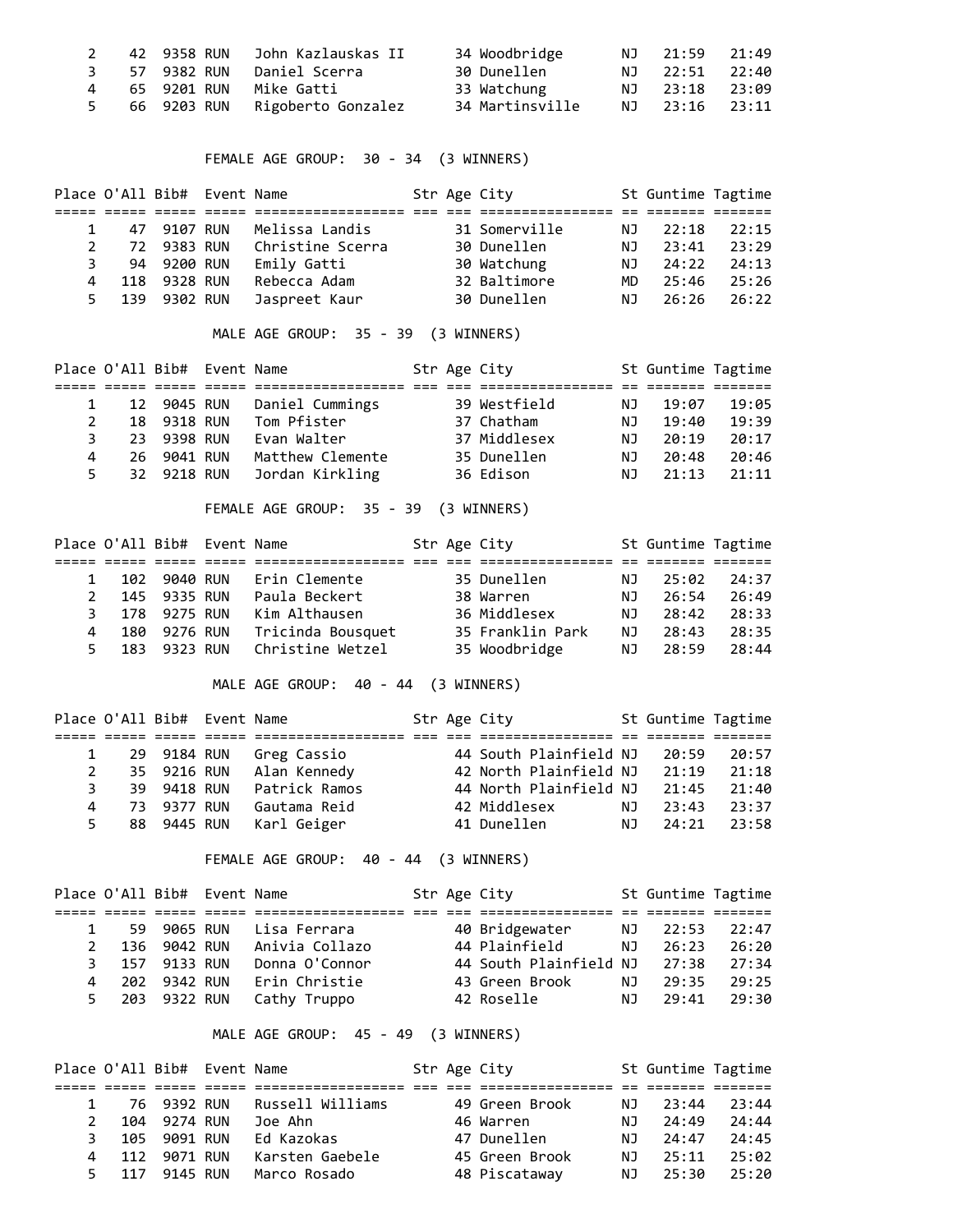| Place | O'All | Bib# | Event | Name | Str | Age | City | St | Guntime | Tagtime |
|---|---|---|---|---|---|---|---|---|---|---|
| 2 | 42 | 9358 | RUN | John Kazlauskas II | | 34 | Woodbridge | NJ | 21:59 | 21:49 |
| 3 | 57 | 9382 | RUN | Daniel Scerra | | 30 | Dunellen | NJ | 22:51 | 22:40 |
| 4 | 65 | 9201 | RUN | Mike Gatti | | 33 | Watchung | NJ | 23:18 | 23:09 |
| 5 | 66 | 9203 | RUN | Rigoberto Gonzalez | | 34 | Martinsville | NJ | 23:16 | 23:11 |

FEMALE AGE GROUP: 30 - 34 (3 WINNERS)

| Place | O'All | Bib# | Event | Name | Str | Age | City | St | Guntime | Tagtime |
|---|---|---|---|---|---|---|---|---|---|---|
| 1 | 47 | 9107 | RUN | Melissa Landis | | 31 | Somerville | NJ | 22:18 | 22:15 |
| 2 | 72 | 9383 | RUN | Christine Scerra | | 30 | Dunellen | NJ | 23:41 | 23:29 |
| 3 | 94 | 9200 | RUN | Emily Gatti | | 30 | Watchung | NJ | 24:22 | 24:13 |
| 4 | 118 | 9328 | RUN | Rebecca Adam | | 32 | Baltimore | MD | 25:46 | 25:26 |
| 5 | 139 | 9302 | RUN | Jaspreet Kaur | | 30 | Dunellen | NJ | 26:26 | 26:22 |

MALE AGE GROUP: 35 - 39 (3 WINNERS)

| Place | O'All | Bib# | Event | Name | Str | Age | City | St | Guntime | Tagtime |
|---|---|---|---|---|---|---|---|---|---|---|
| 1 | 12 | 9045 | RUN | Daniel Cummings | | 39 | Westfield | NJ | 19:07 | 19:05 |
| 2 | 18 | 9318 | RUN | Tom Pfister | | 37 | Chatham | NJ | 19:40 | 19:39 |
| 3 | 23 | 9398 | RUN | Evan Walter | | 37 | Middlesex | NJ | 20:19 | 20:17 |
| 4 | 26 | 9041 | RUN | Matthew Clemente | | 35 | Dunellen | NJ | 20:48 | 20:46 |
| 5 | 32 | 9218 | RUN | Jordan Kirkling | | 36 | Edison | NJ | 21:13 | 21:11 |

FEMALE AGE GROUP: 35 - 39 (3 WINNERS)

| Place | O'All | Bib# | Event | Name | Str | Age | City | St | Guntime | Tagtime |
|---|---|---|---|---|---|---|---|---|---|---|
| 1 | 102 | 9040 | RUN | Erin Clemente | | 35 | Dunellen | NJ | 25:02 | 24:37 |
| 2 | 145 | 9335 | RUN | Paula Beckert | | 38 | Warren | NJ | 26:54 | 26:49 |
| 3 | 178 | 9275 | RUN | Kim Althausen | | 36 | Middlesex | NJ | 28:42 | 28:33 |
| 4 | 180 | 9276 | RUN | Tricinda Bousquet | | 35 | Franklin Park | NJ | 28:43 | 28:35 |
| 5 | 183 | 9323 | RUN | Christine Wetzel | | 35 | Woodbridge | NJ | 28:59 | 28:44 |

MALE AGE GROUP: 40 - 44 (3 WINNERS)

| Place | O'All | Bib# | Event | Name | Str | Age | City | St | Guntime | Tagtime |
|---|---|---|---|---|---|---|---|---|---|---|
| 1 | 29 | 9184 | RUN | Greg Cassio | | 44 | South Plainfield | NJ | 20:59 | 20:57 |
| 2 | 35 | 9216 | RUN | Alan Kennedy | | 42 | North Plainfield | NJ | 21:19 | 21:18 |
| 3 | 39 | 9418 | RUN | Patrick Ramos | | 44 | North Plainfield | NJ | 21:45 | 21:40 |
| 4 | 73 | 9377 | RUN | Gautama Reid | | 42 | Middlesex | NJ | 23:43 | 23:37 |
| 5 | 88 | 9445 | RUN | Karl Geiger | | 41 | Dunellen | NJ | 24:21 | 23:58 |

FEMALE AGE GROUP: 40 - 44 (3 WINNERS)

| Place | O'All | Bib# | Event | Name | Str | Age | City | St | Guntime | Tagtime |
|---|---|---|---|---|---|---|---|---|---|---|
| 1 | 59 | 9065 | RUN | Lisa Ferrara | | 40 | Bridgewater | NJ | 22:53 | 22:47 |
| 2 | 136 | 9042 | RUN | Anivia Collazo | | 44 | Plainfield | NJ | 26:23 | 26:20 |
| 3 | 157 | 9133 | RUN | Donna O'Connor | | 44 | South Plainfield | NJ | 27:38 | 27:34 |
| 4 | 202 | 9342 | RUN | Erin Christie | | 43 | Green Brook | NJ | 29:35 | 29:25 |
| 5 | 203 | 9322 | RUN | Cathy Truppo | | 42 | Roselle | NJ | 29:41 | 29:30 |

MALE AGE GROUP: 45 - 49 (3 WINNERS)

| Place | O'All | Bib# | Event | Name | Str | Age | City | St | Guntime | Tagtime |
|---|---|---|---|---|---|---|---|---|---|---|
| 1 | 76 | 9392 | RUN | Russell Williams | | 49 | Green Brook | NJ | 23:44 | 23:44 |
| 2 | 104 | 9274 | RUN | Joe Ahn | | 46 | Warren | NJ | 24:49 | 24:44 |
| 3 | 105 | 9091 | RUN | Ed Kazokas | | 47 | Dunellen | NJ | 24:47 | 24:45 |
| 4 | 112 | 9071 | RUN | Karsten Gaebele | | 45 | Green Brook | NJ | 25:11 | 25:02 |
| 5 | 117 | 9145 | RUN | Marco Rosado | | 48 | Piscataway | NJ | 25:30 | 25:20 |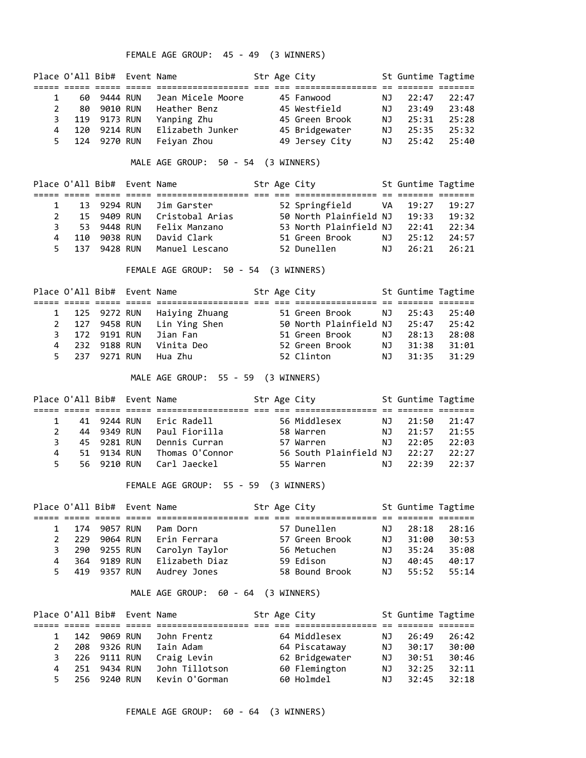FEMALE AGE GROUP: 45 - 49 (3 WINNERS)

| Place | O'All | Bib# | Event | Name | Str | Age | City | St | Guntime | Tagtime |
|---|---|---|---|---|---|---|---|---|---|---|
| 1 | 60 | 9444 | RUN | Jean Micele Moore | | 45 | Fanwood | NJ | 22:47 | 22:47 |
| 2 | 80 | 9010 | RUN | Heather Benz | | 45 | Westfield | NJ | 23:49 | 23:48 |
| 3 | 119 | 9173 | RUN | Yanping Zhu | | 45 | Green Brook | NJ | 25:31 | 25:28 |
| 4 | 120 | 9214 | RUN | Elizabeth Junker | | 45 | Bridgewater | NJ | 25:35 | 25:32 |
| 5 | 124 | 9270 | RUN | Feiyan Zhou | | 49 | Jersey City | NJ | 25:42 | 25:40 |

MALE AGE GROUP: 50 - 54 (3 WINNERS)

| Place | O'All | Bib# | Event | Name | Str | Age | City | St | Guntime | Tagtime |
|---|---|---|---|---|---|---|---|---|---|---|
| 1 | 13 | 9294 | RUN | Jim Garster | | 52 | Springfield | VA | 19:27 | 19:27 |
| 2 | 15 | 9409 | RUN | Cristobal Arias | | 50 | North Plainfield | NJ | 19:33 | 19:32 |
| 3 | 53 | 9448 | RUN | Felix Manzano | | 53 | North Plainfield | NJ | 22:41 | 22:34 |
| 4 | 110 | 9038 | RUN | David Clark | | 51 | Green Brook | NJ | 25:12 | 24:57 |
| 5 | 137 | 9428 | RUN | Manuel Lescano | | 52 | Dunellen | NJ | 26:21 | 26:21 |

FEMALE AGE GROUP: 50 - 54 (3 WINNERS)

| Place | O'All | Bib# | Event | Name | Str | Age | City | St | Guntime | Tagtime |
|---|---|---|---|---|---|---|---|---|---|---|
| 1 | 125 | 9272 | RUN | Haiying Zhuang | | 51 | Green Brook | NJ | 25:43 | 25:40 |
| 2 | 127 | 9458 | RUN | Lin Ying Shen | | 50 | North Plainfield | NJ | 25:47 | 25:42 |
| 3 | 172 | 9191 | RUN | Jian Fan | | 51 | Green Brook | NJ | 28:13 | 28:08 |
| 4 | 232 | 9188 | RUN | Vinita Deo | | 52 | Green Brook | NJ | 31:38 | 31:01 |
| 5 | 237 | 9271 | RUN | Hua Zhu | | 52 | Clinton | NJ | 31:35 | 31:29 |

MALE AGE GROUP: 55 - 59 (3 WINNERS)

| Place | O'All | Bib# | Event | Name | Str | Age | City | St | Guntime | Tagtime |
|---|---|---|---|---|---|---|---|---|---|---|
| 1 | 41 | 9244 | RUN | Eric Radell | | 56 | Middlesex | NJ | 21:50 | 21:47 |
| 2 | 44 | 9349 | RUN | Paul Fiorilla | | 58 | Warren | NJ | 21:57 | 21:55 |
| 3 | 45 | 9281 | RUN | Dennis Curran | | 57 | Warren | NJ | 22:05 | 22:03 |
| 4 | 51 | 9134 | RUN | Thomas O'Connor | | 56 | South Plainfield | NJ | 22:27 | 22:27 |
| 5 | 56 | 9210 | RUN | Carl Jaeckel | | 55 | Warren | NJ | 22:39 | 22:37 |

FEMALE AGE GROUP: 55 - 59 (3 WINNERS)

| Place | O'All | Bib# | Event | Name | Str | Age | City | St | Guntime | Tagtime |
|---|---|---|---|---|---|---|---|---|---|---|
| 1 | 174 | 9057 | RUN | Pam Dorn | | 57 | Dunellen | NJ | 28:18 | 28:16 |
| 2 | 229 | 9064 | RUN | Erin Ferrara | | 57 | Green Brook | NJ | 31:00 | 30:53 |
| 3 | 290 | 9255 | RUN | Carolyn Taylor | | 56 | Metuchen | NJ | 35:24 | 35:08 |
| 4 | 364 | 9189 | RUN | Elizabeth Diaz | | 59 | Edison | NJ | 40:45 | 40:17 |
| 5 | 419 | 9357 | RUN | Audrey Jones | | 58 | Bound Brook | NJ | 55:52 | 55:14 |

MALE AGE GROUP: 60 - 64 (3 WINNERS)

| Place | O'All | Bib# | Event | Name | Str | Age | City | St | Guntime | Tagtime |
|---|---|---|---|---|---|---|---|---|---|---|
| 1 | 142 | 9069 | RUN | John Frentz | | 64 | Middlesex | NJ | 26:49 | 26:42 |
| 2 | 208 | 9326 | RUN | Iain Adam | | 64 | Piscataway | NJ | 30:17 | 30:00 |
| 3 | 226 | 9111 | RUN | Craig Levin | | 62 | Bridgewater | NJ | 30:51 | 30:46 |
| 4 | 251 | 9434 | RUN | John Tillotson | | 60 | Flemington | NJ | 32:25 | 32:11 |
| 5 | 256 | 9240 | RUN | Kevin O'Gorman | | 60 | Holmdel | NJ | 32:45 | 32:18 |

FEMALE AGE GROUP: 60 - 64 (3 WINNERS)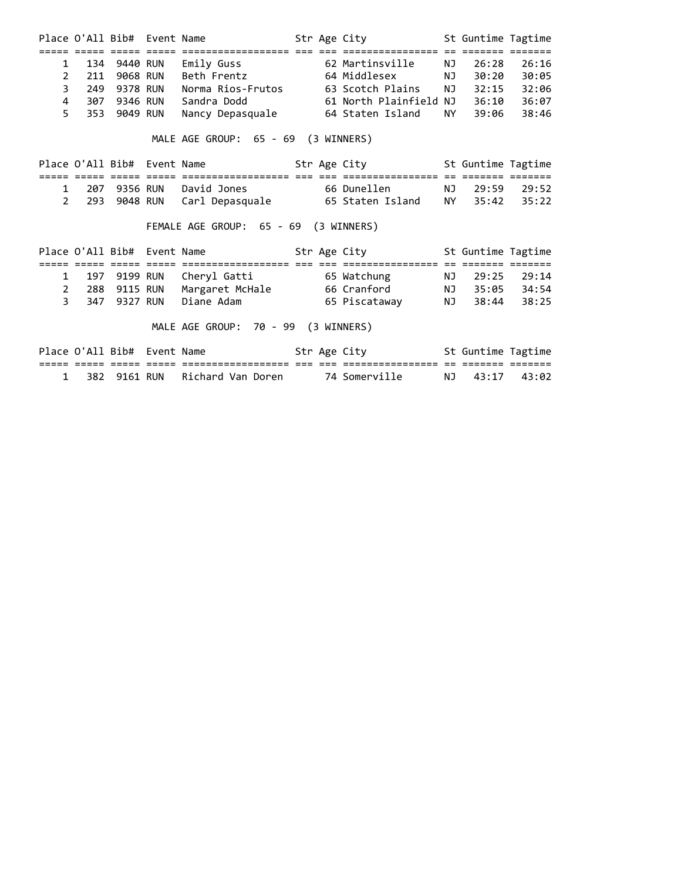| Place | O'All | Bib# | Event | Name | Str | Age | City | St | Guntime | Tagtime |
|---|---|---|---|---|---|---|---|---|---|---|
| 1 | 134 | 9440 | RUN | Emily Guss | | 62 | Martinsville | NJ | 26:28 | 26:16 |
| 2 | 211 | 9068 | RUN | Beth Frentz | | 64 | Middlesex | NJ | 30:20 | 30:05 |
| 3 | 249 | 9378 | RUN | Norma Rios-Frutos | | 63 | Scotch Plains | NJ | 32:15 | 32:06 |
| 4 | 307 | 9346 | RUN | Sandra Dodd | | 61 | North Plainfield | NJ | 36:10 | 36:07 |
| 5 | 353 | 9049 | RUN | Nancy Depasquale | | 64 | Staten Island | NY | 39:06 | 38:46 |

MALE AGE GROUP: 65 - 69 (3 WINNERS)

| Place | O'All | Bib# | Event | Name | Str | Age | City | St | Guntime | Tagtime |
|---|---|---|---|---|---|---|---|---|---|---|
| 1 | 207 | 9356 | RUN | David Jones | | 66 | Dunellen | NJ | 29:59 | 29:52 |
| 2 | 293 | 9048 | RUN | Carl Depasquale | | 65 | Staten Island | NY | 35:42 | 35:22 |

FEMALE AGE GROUP: 65 - 69 (3 WINNERS)

| Place | O'All | Bib# | Event | Name | Str | Age | City | St | Guntime | Tagtime |
|---|---|---|---|---|---|---|---|---|---|---|
| 1 | 197 | 9199 | RUN | Cheryl Gatti | | 65 | Watchung | NJ | 29:25 | 29:14 |
| 2 | 288 | 9115 | RUN | Margaret McHale | | 66 | Cranford | NJ | 35:05 | 34:54 |
| 3 | 347 | 9327 | RUN | Diane Adam | | 65 | Piscataway | NJ | 38:44 | 38:25 |

MALE AGE GROUP: 70 - 99 (3 WINNERS)

| Place | O'All | Bib# | Event | Name | Str | Age | City | St | Guntime | Tagtime |
|---|---|---|---|---|---|---|---|---|---|---|
| 1 | 382 | 9161 | RUN | Richard Van Doren | | 74 | Somerville | NJ | 43:17 | 43:02 |